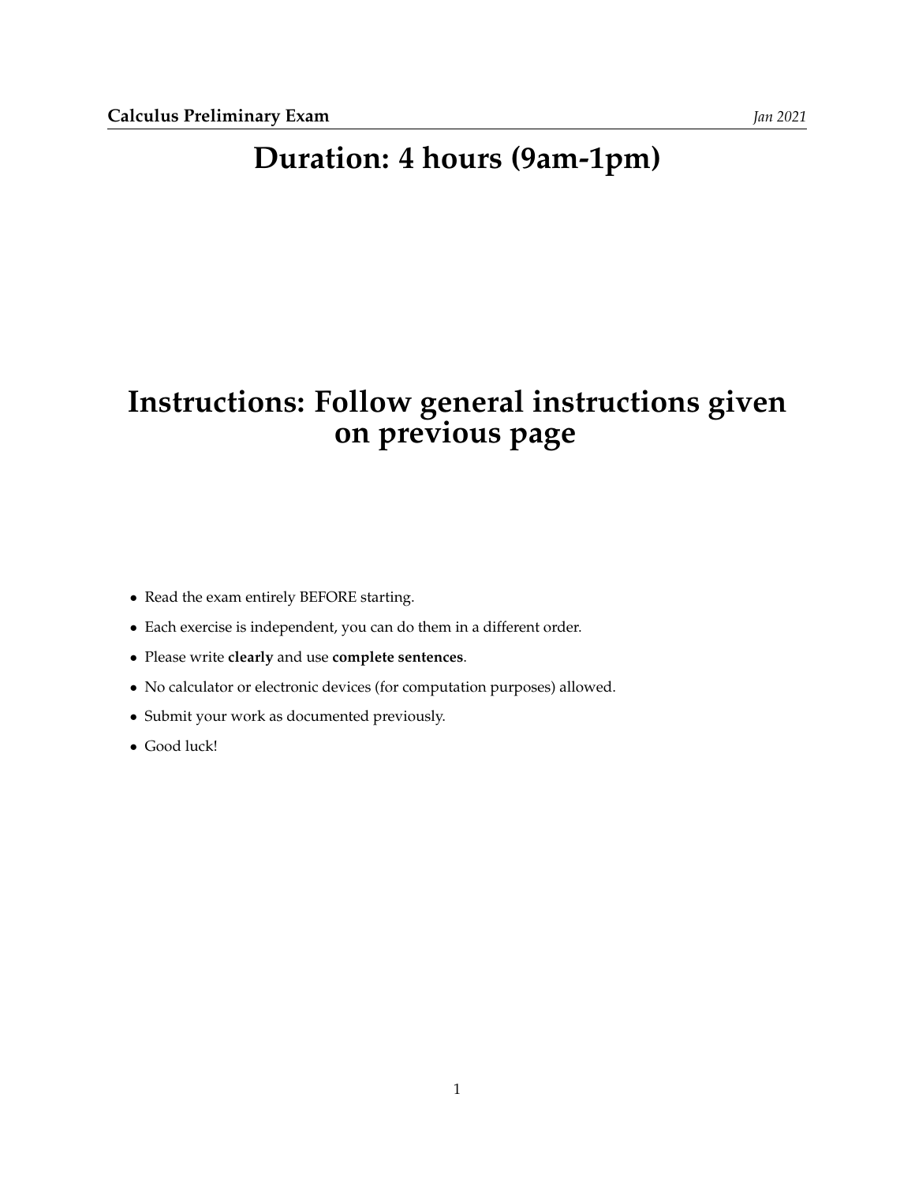**Calculus Preliminary Exam** *Jan 2021*

# Duration: 4 hours (9am-1pm)

# Instructions: Follow general instructions given on previous page

- Read the exam entirely BEFORE starting.
- Each exercise is independent, you can do them in a different order.
- Please write **clearly** and use **complete sentences**.
- No calculator or electronic devices (for computation purposes) allowed.
- Submit your work as documented previously.
- Good luck!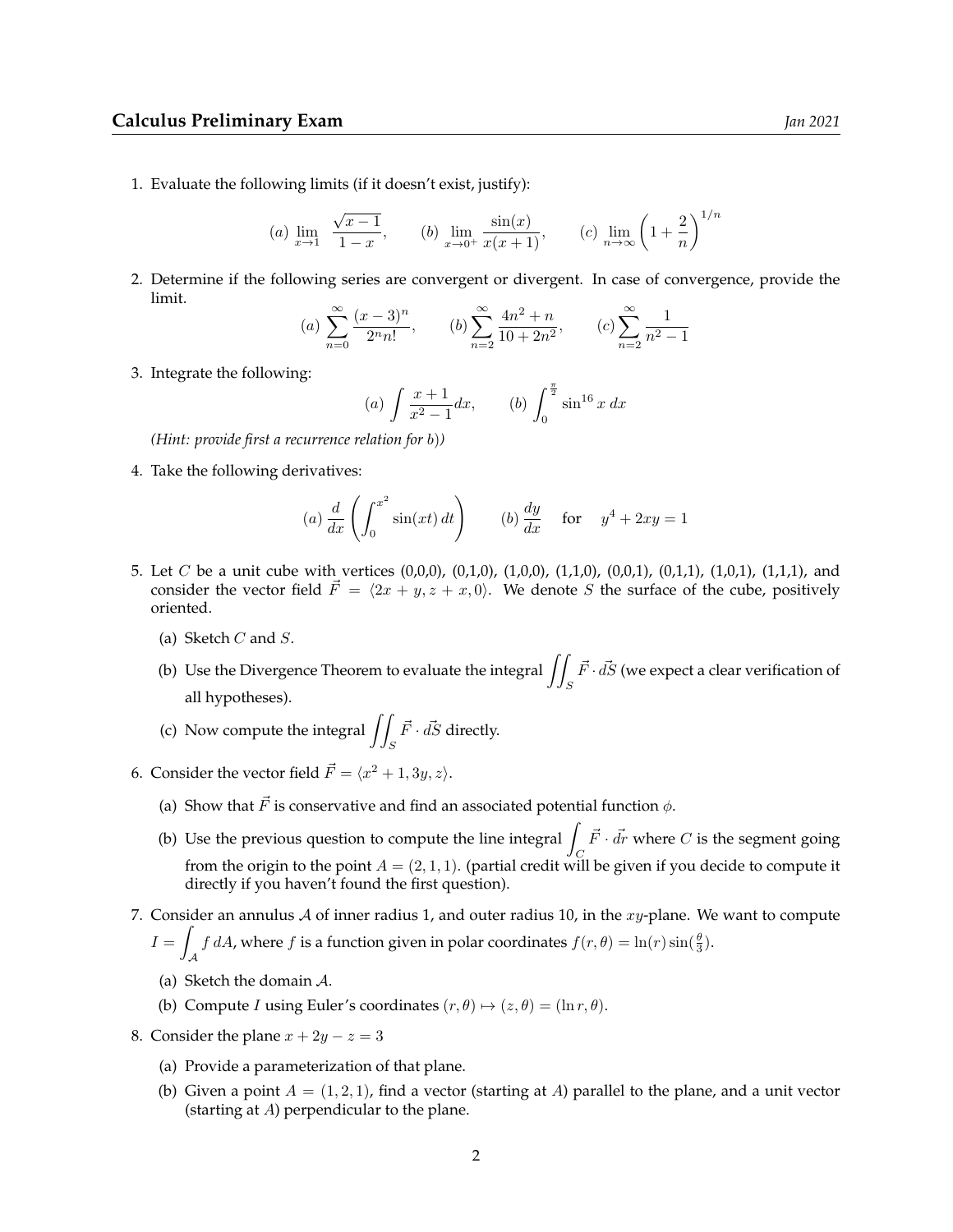## Calculus Preliminary Exam

*Jan 2021*

1. Evaluate the following limits (if it doesn't exist, justify):

$$(a)\ \lim_{x\to 1} \frac{\sqrt{x-1}}{1-x}, \qquad (b)\ \lim_{x\to 0^+} \frac{\sin(x)}{x(x+1)}, \qquad (c)\ \lim_{n\to\infty} \left(1+\frac{2}{n}\right)^{1/n}$$

2. Determine if the following series are convergent or divergent. In case of convergence, provide the limit.

$$(a)\ \sum_{n=0}^{\infty} \frac{(x-3)^n}{2^n n!}, \qquad (b)\ \sum_{n=2}^{\infty} \frac{4n^2+n}{10+2n^2}, \qquad (c)\ \sum_{n=2}^{\infty} \frac{1}{n^2-1}$$

3. Integrate the following:

$$(a)\ \int \frac{x+1}{x^2-1}dx, \qquad (b)\ \int_0^{\frac{\pi}{2}} \sin^{16} x\, dx$$

*(Hint: provide first a recurrence relation for b))*

4. Take the following derivatives:

$$(a)\ \frac{d}{dx}\left(\int_0^{x^2} \sin(xt)\, dt\right) \qquad (b)\ \frac{dy}{dx} \quad \text{for} \quad y^4 + 2xy = 1$$

5. Let $C$ be a unit cube with vertices (0,0,0), (0,1,0), (1,0,0), (1,1,0), (0,0,1), (0,1,1), (1,0,1), (1,1,1), and consider the vector field $\vec{F} = \langle 2x+y, z+x, 0\rangle$. We denote $S$ the surface of the cube, positively oriented.

   (a) Sketch $C$ and $S$.

   (b) Use the Divergence Theorem to evaluate the integral $\iint_S \vec{F}\cdot d\vec{S}$ (we expect a clear verification of all hypotheses).

   (c) Now compute the integral $\iint_S \vec{F}\cdot d\vec{S}$ directly.

6. Consider the vector field $\vec{F} = \langle x^2+1, 3y, z\rangle$.

   (a) Show that $\vec{F}$ is conservative and find an associated potential function $\phi$.

   (b) Use the previous question to compute the line integral $\int_C \vec{F}\cdot d\vec{r}$ where $C$ is the segment going from the origin to the point $A = (2,1,1)$. (partial credit will be given if you decide to compute it directly if you haven't found the first question).

7. Consider an annulus $\mathcal{A}$ of inner radius 1, and outer radius 10, in the $xy$-plane. We want to compute $I = \int_{\mathcal{A}} f\, dA$, where $f$ is a function given in polar coordinates $f(r,\theta) = \ln(r)\sin(\frac{\theta}{3})$.

   (a) Sketch the domain $\mathcal{A}$.

   (b) Compute $I$ using Euler's coordinates $(r,\theta) \mapsto (z,\theta) = (\ln r, \theta)$.

8. Consider the plane $x + 2y - z = 3$

   (a) Provide a parameterization of that plane.

   (b) Given a point $A = (1,2,1)$, find a vector (starting at $A$) parallel to the plane, and a unit vector (starting at $A$) perpendicular to the plane.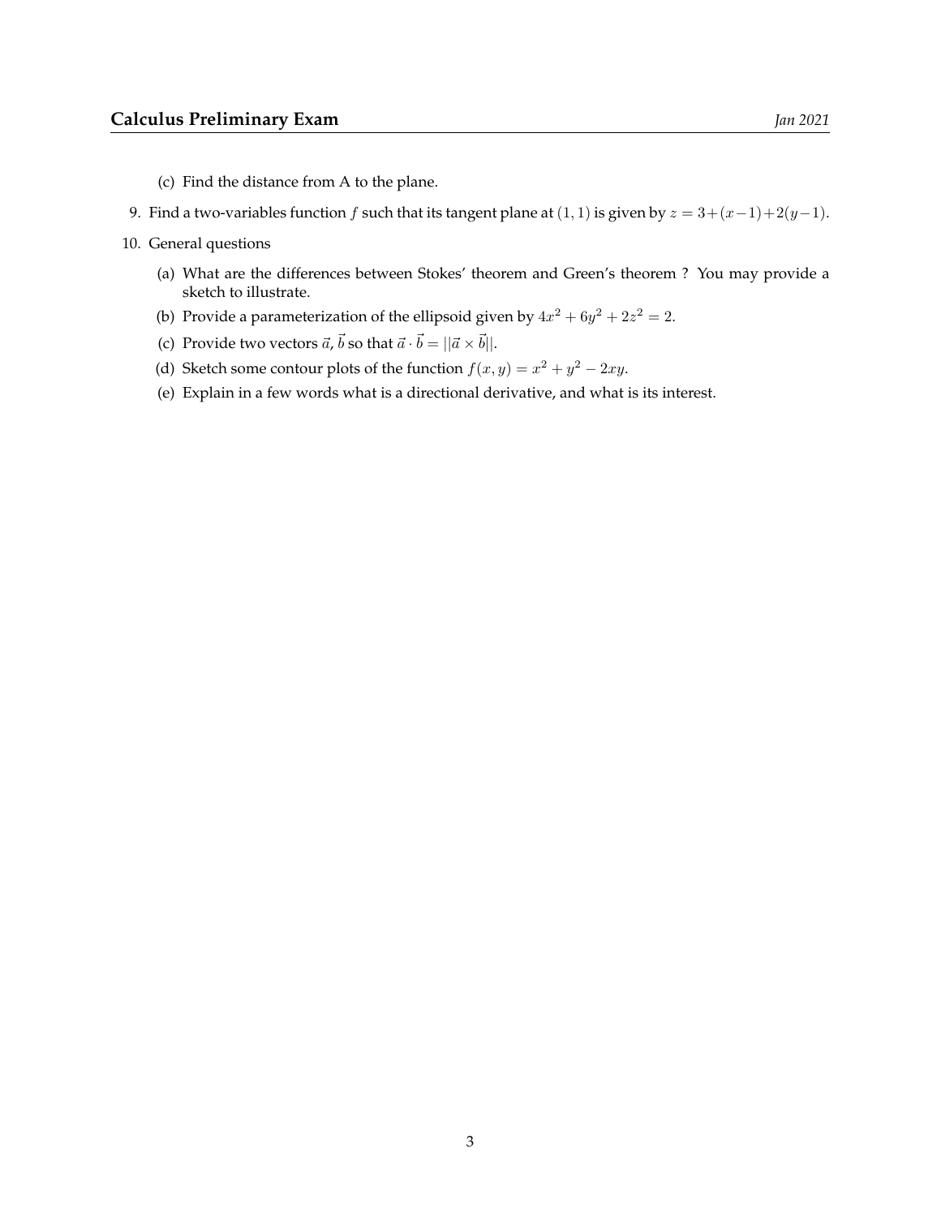(c) Find the distance from A to the plane.

9. Find a two-variables function $f$ such that its tangent plane at $(1, 1)$ is given by $z = 3+(x-1)+2(y-1)$.

10. General questions

    (a) What are the differences between Stokes' theorem and Green's theorem ? You may provide a sketch to illustrate.

    (b) Provide a parameterization of the ellipsoid given by $4x^2 + 6y^2 + 2z^2 = 2$.

    (c) Provide two vectors $\vec{a}$, $\vec{b}$ so that $\vec{a} \cdot \vec{b} = ||\vec{a} \times \vec{b}||$.

    (d) Sketch some contour plots of the function $f(x, y) = x^2 + y^2 - 2xy$.

    (e) Explain in a few words what is a directional derivative, and what is its interest.